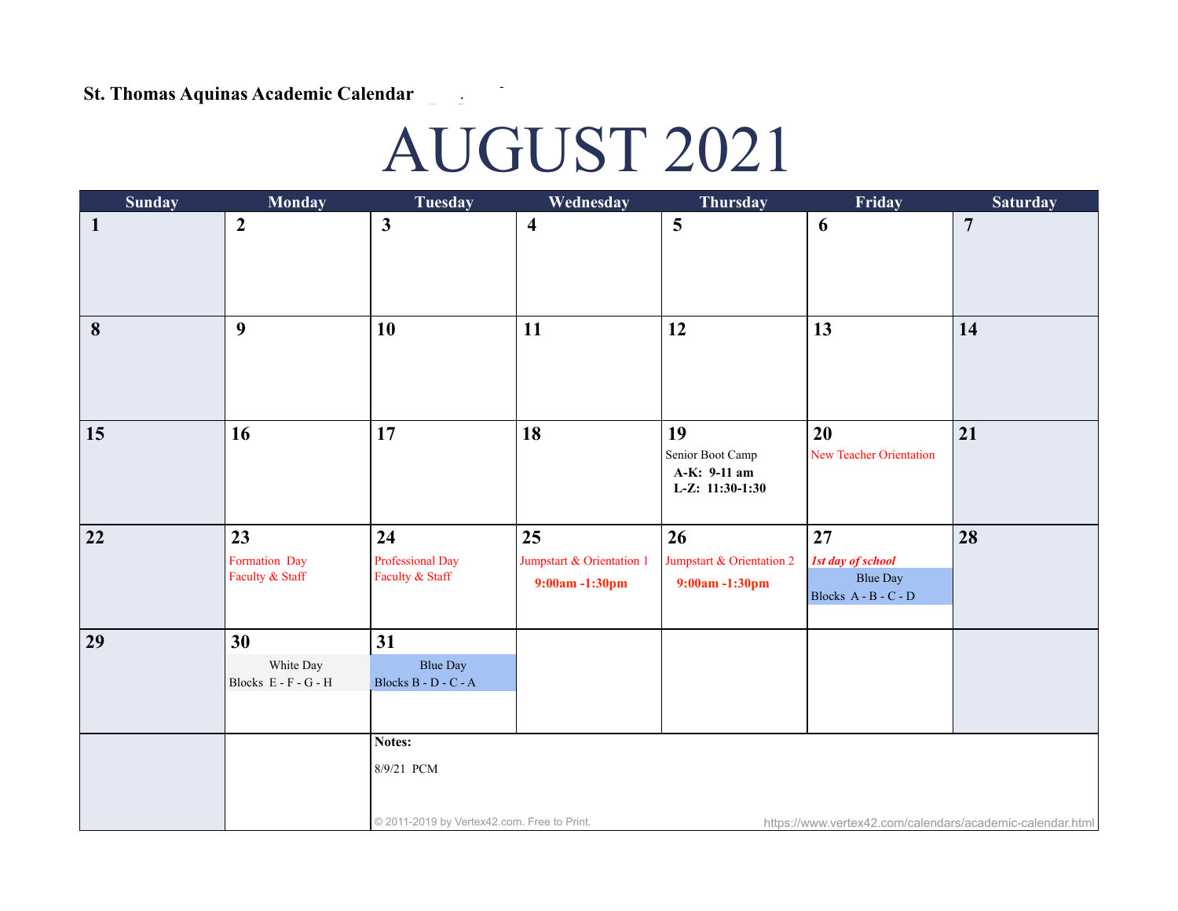**St. Thomas Aquinas Academic Calendar**

# AUGUST 2021

| Sunday | Monday | Tuesday | Wednesday | Thursday | Friday | Saturday |
|---|---|---|---|---|---|---|
| **1** | **2** | **3** | **4** | **5** | **6** | **7** |
| **8** | **9** | **10** | **11** | **12** | **13** | **14** |
| **15** | **16** | **17** | **18** | **19**<br>Senior Boot Camp<br>**A-K: 9-11 am**<br>**L-Z: 11:30-1:30** | **20**<br>New Teacher Orientation | **21** |
| **22** | **23**<br>Formation Day<br>Faculty & Staff | **24**<br>Professional Day<br>Faculty & Staff | **25**<br>Jumpstart & Orientation 1<br>**9:00am -1:30pm** | **26**<br>Jumpstart & Orientation 2<br>**9:00am -1:30pm** | **27**<br>***1st day of school***<br>Blue Day<br>Blocks A - B - C - D | **28** |
| **29** | **30**<br>White Day<br>Blocks E - F - G - H | **31**<br>Blue Day<br>Blocks B - D - C - A | | | | |

**Notes:**

8/9/21 PCM

© 2011-2019 by Vertex42.com. Free to Print. https://www.vertex42.com/calendars/academic-calendar.html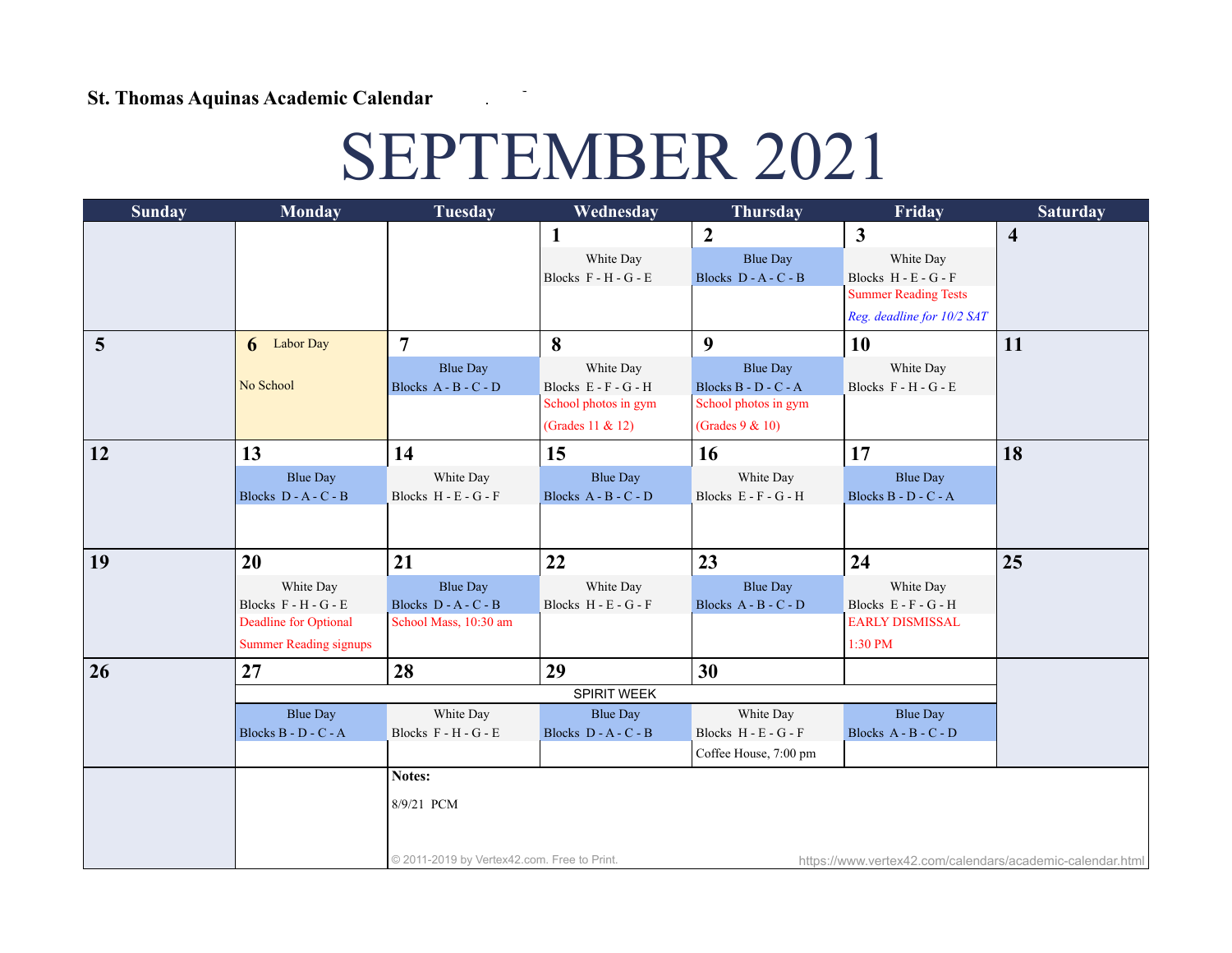**St. Thomas Aquinas Academic Calendar**

# SEPTEMBER 2021

| Sunday | Monday | Tuesday | Wednesday | Thursday | Friday | Saturday |
|---|---|---|---|---|---|---|
| | | | **1** White Day Blocks F - H - G - E | **2** Blue Day Blocks D - A - C - B | **3** White Day Blocks H - E - G - F Summer Reading Tests *Reg. deadline for 10/2 SAT* | **4** |
| **5** | **6** Labor Day No School | **7** Blue Day Blocks A - B - C - D | **8** White Day Blocks E - F - G - H School photos in gym (Grades 11 & 12) | **9** Blue Day Blocks B - D - C - A School photos in gym (Grades 9 & 10) | **10** White Day Blocks F - H - G - E | **11** |
| **12** | **13** Blue Day Blocks D - A - C - B | **14** White Day Blocks H - E - G - F | **15** Blue Day Blocks A - B - C - D | **16** White Day Blocks E - F - G - H | **17** Blue Day Blocks B - D - C - A | **18** |
| **19** | **20** White Day Blocks F - H - G - E Deadline for Optional Summer Reading signups | **21** Blue Day Blocks D - A - C - B School Mass, 10:30 am | **22** White Day Blocks H - E - G - F | **23** Blue Day Blocks A - B - C - D | **24** White Day Blocks E - F - G - H EARLY DISMISSAL 1:30 PM | **25** |
| **26** | **27** SPIRIT WEEK Blue Day Blocks B - D - C - A | **28** SPIRIT WEEK White Day Blocks F - H - G - E | **29** SPIRIT WEEK Blue Day Blocks D - A - C - B | **30** SPIRIT WEEK White Day Blocks H - E - G - F Coffee House, 7:00 pm | SPIRIT WEEK Blue Day Blocks A - B - C - D | |

**Notes:**

8/9/21 PCM

© 2011-2019 by Vertex42.com. Free to Print. https://www.vertex42.com/calendars/academic-calendar.html